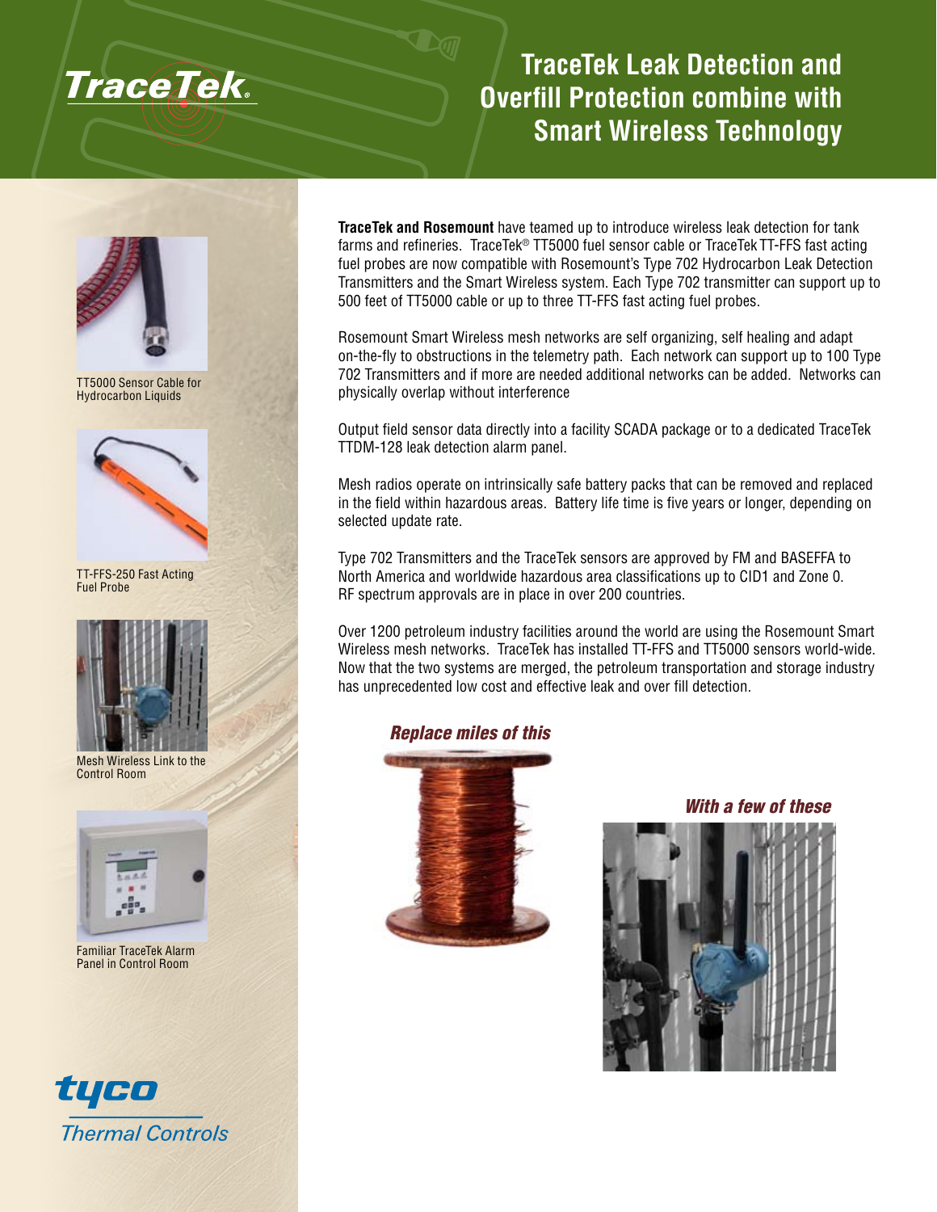TraceTek

# TraceTek Leak Detection and Overfill Protection combine with Smart Wireless Technology

TT5000 Sensor Cable for Hydrocarbon Liquids

TT-FFS-250 Fast Acting Fuel Probe

Mesh Wireless Link to the Control Room

Familiar TraceTek Alarm Panel in Control Room

**TraceTek and Rosemount** have teamed up to introduce wireless leak detection for tank farms and refineries. TraceTek® TT5000 fuel sensor cable or TraceTek TT-FFS fast acting fuel probes are now compatible with Rosemount's Type 702 Hydrocarbon Leak Detection Transmitters and the Smart Wireless system. Each Type 702 transmitter can support up to 500 feet of TT5000 cable or up to three TT-FFS fast acting fuel probes.

Rosemount Smart Wireless mesh networks are self organizing, self healing and adapt on-the-fly to obstructions in the telemetry path. Each network can support up to 100 Type 702 Transmitters and if more are needed additional networks can be added. Networks can physically overlap without interference

Output field sensor data directly into a facility SCADA package or to a dedicated TraceTek TTDM-128 leak detection alarm panel.

Mesh radios operate on intrinsically safe battery packs that can be removed and replaced in the field within hazardous areas. Battery life time is five years or longer, depending on selected update rate.

Type 702 Transmitters and the TraceTek sensors are approved by FM and BASEFFA to North America and worldwide hazardous area classifications up to CID1 and Zone 0. RF spectrum approvals are in place in over 200 countries.

Over 1200 petroleum industry facilities around the world are using the Rosemount Smart Wireless mesh networks. TraceTek has installed TT-FFS and TT5000 sensors world-wide. Now that the two systems are merged, the petroleum transportation and storage industry has unprecedented low cost and effective leak and over fill detection.

***Replace miles of this***

***With a few of these***

tyco
Thermal Controls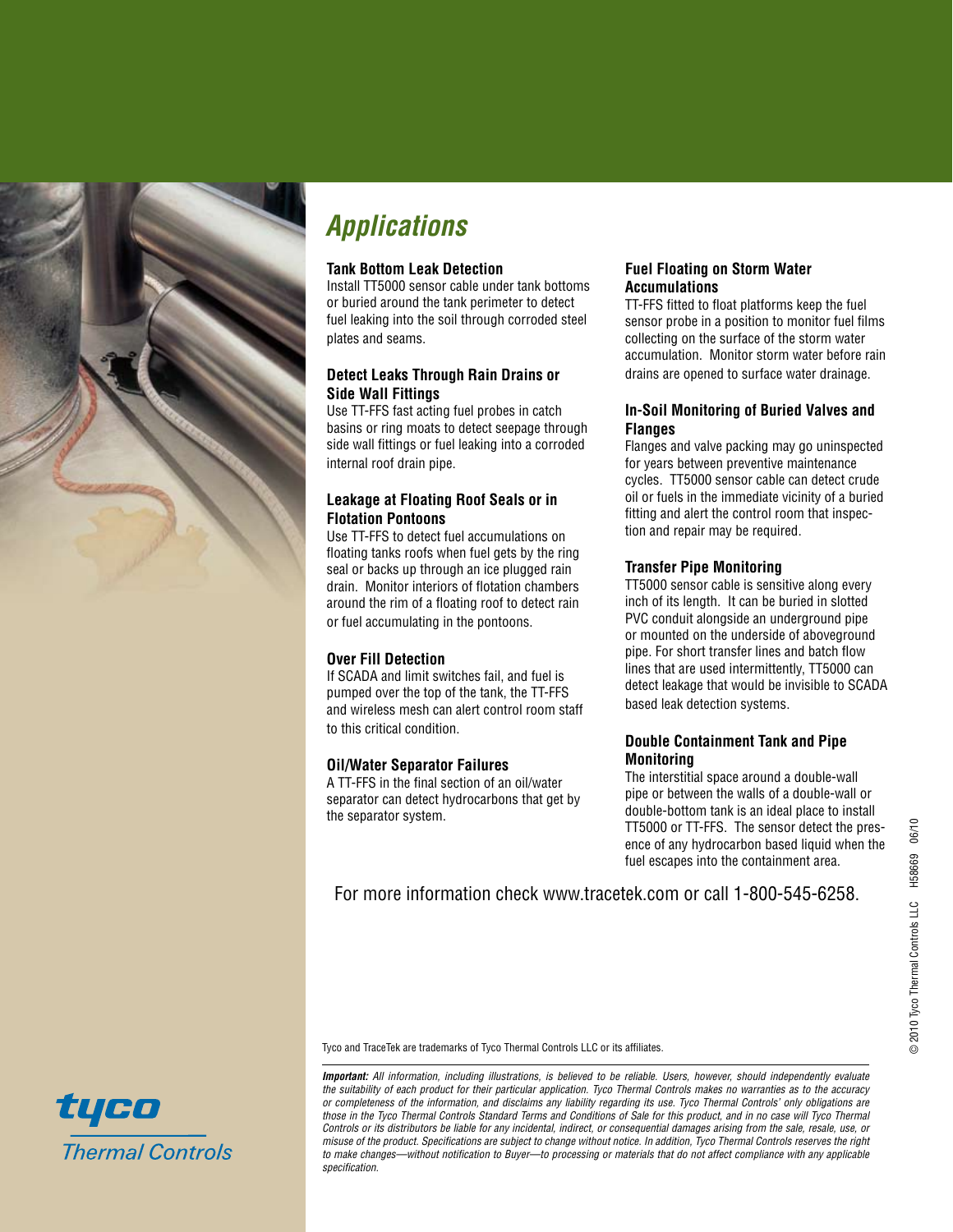## Applications

### Tank Bottom Leak Detection

Install TT5000 sensor cable under tank bottoms or buried around the tank perimeter to detect fuel leaking into the soil through corroded steel plates and seams.

### Detect Leaks Through Rain Drains or Side Wall Fittings

Use TT-FFS fast acting fuel probes in catch basins or ring moats to detect seepage through side wall fittings or fuel leaking into a corroded internal roof drain pipe.

### Leakage at Floating Roof Seals or in Flotation Pontoons

Use TT-FFS to detect fuel accumulations on floating tanks roofs when fuel gets by the ring seal or backs up through an ice plugged rain drain. Monitor interiors of flotation chambers around the rim of a floating roof to detect rain or fuel accumulating in the pontoons.

### Over Fill Detection

If SCADA and limit switches fail, and fuel is pumped over the top of the tank, the TT-FFS and wireless mesh can alert control room staff to this critical condition.

### Oil/Water Separator Failures

A TT-FFS in the final section of an oil/water separator can detect hydrocarbons that get by the separator system.

### Fuel Floating on Storm Water Accumulations

TT-FFS fitted to float platforms keep the fuel sensor probe in a position to monitor fuel films collecting on the surface of the storm water accumulation. Monitor storm water before rain drains are opened to surface water drainage.

### In-Soil Monitoring of Buried Valves and Flanges

Flanges and valve packing may go uninspected for years between preventive maintenance cycles. TT5000 sensor cable can detect crude oil or fuels in the immediate vicinity of a buried fitting and alert the control room that inspection and repair may be required.

### Transfer Pipe Monitoring

TT5000 sensor cable is sensitive along every inch of its length. It can be buried in slotted PVC conduit alongside an underground pipe or mounted on the underside of aboveground pipe. For short transfer lines and batch flow lines that are used intermittently, TT5000 can detect leakage that would be invisible to SCADA based leak detection systems.

### Double Containment Tank and Pipe Monitoring

The interstitial space around a double-wall pipe or between the walls of a double-wall or double-bottom tank is an ideal place to install TT5000 or TT-FFS. The sensor detect the presence of any hydrocarbon based liquid when the fuel escapes into the containment area.

For more information check www.tracetek.com or call 1-800-545-6258.

Tyco and TraceTek are trademarks of Tyco Thermal Controls LLC or its affiliates.

***Important:*** *All information, including illustrations, is believed to be reliable. Users, however, should independently evaluate the suitability of each product for their particular application. Tyco Thermal Controls makes no warranties as to the accuracy or completeness of the information, and disclaims any liability regarding its use. Tyco Thermal Controls' only obligations are those in the Tyco Thermal Controls Standard Terms and Conditions of Sale for this product, and in no case will Tyco Thermal Controls or its distributors be liable for any incidental, indirect, or consequential damages arising from the sale, resale, use, or misuse of the product. Specifications are subject to change without notice. In addition, Tyco Thermal Controls reserves the right to make changes—without notification to Buyer—to processing or materials that do not affect compliance with any applicable specification.*

© 2010 Tyco Thermal Controls LLC H58669 06/10

tyco Thermal Controls